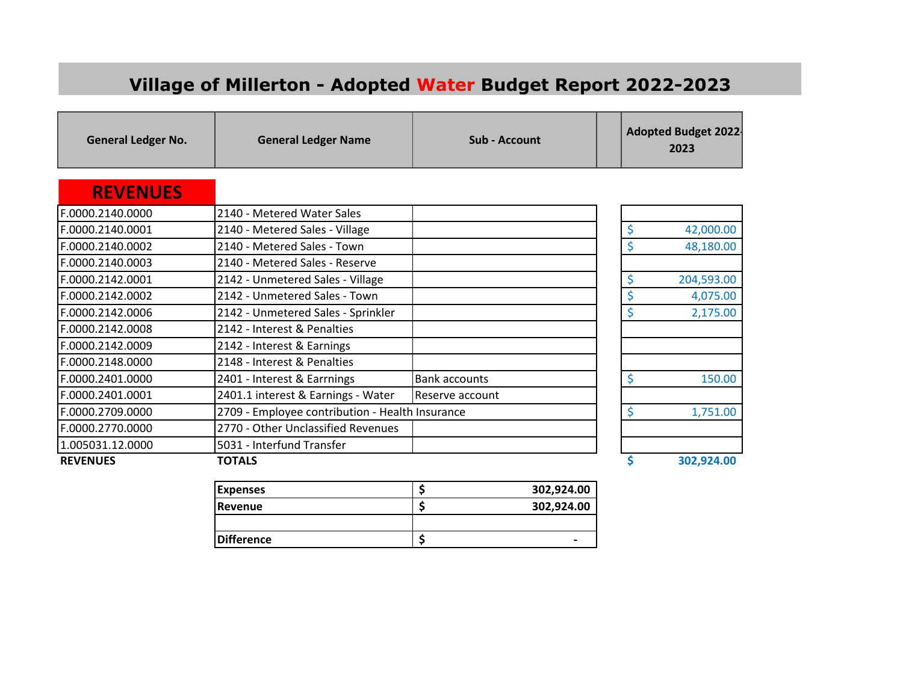# Village of Millerton - Adopted Water Budget Report 2022-2023

| General Ledger No. | General Ledger Name | Sub - Account | Adopted Budget 2022-2023 |
|---|---|---|---|
| **REVENUES** | | | |
| F.0000.2140.0000 | 2140 - Metered Water Sales | | |
| F.0000.2140.0001 | 2140 - Metered Sales - Village | | $ 42,000.00 |
| F.0000.2140.0002 | 2140 - Metered Sales - Town | | $ 48,180.00 |
| F.0000.2140.0003 | 2140 - Metered Sales - Reserve | | |
| F.0000.2142.0001 | 2142 - Unmetered Sales - Village | | $ 204,593.00 |
| F.0000.2142.0002 | 2142 - Unmetered Sales - Town | | $ 4,075.00 |
| F.0000.2142.0006 | 2142 - Unmetered Sales - Sprinkler | | $ 2,175.00 |
| F.0000.2142.0008 | 2142 - Interest & Penalties | | |
| F.0000.2142.0009 | 2142 - Interest & Earnings | | |
| F.0000.2148.0000 | 2148 - Interest & Penalties | | |
| F.0000.2401.0000 | 2401 - Interest & Earrnings | Bank accounts | $ 150.00 |
| F.0000.2401.0001 | 2401.1 interest & Earnings - Water | Reserve account | |
| F.0000.2709.0000 | 2709 - Employee contribution - Health Insurance | | $ 1,751.00 |
| F.0000.2770.0000 | 2770 - Other Unclassified Revenues | | |
| 1.005031.12.0000 | 5031 - Interfund Transfer | | |
| **REVENUES** | **TOTALS** | | **$ 302,924.00** |

| | |
|---|---|
| **Expenses** | **$ 302,924.00** |
| **Revenue** | **$ 302,924.00** |
| | |
| **Difference** | **$ -** |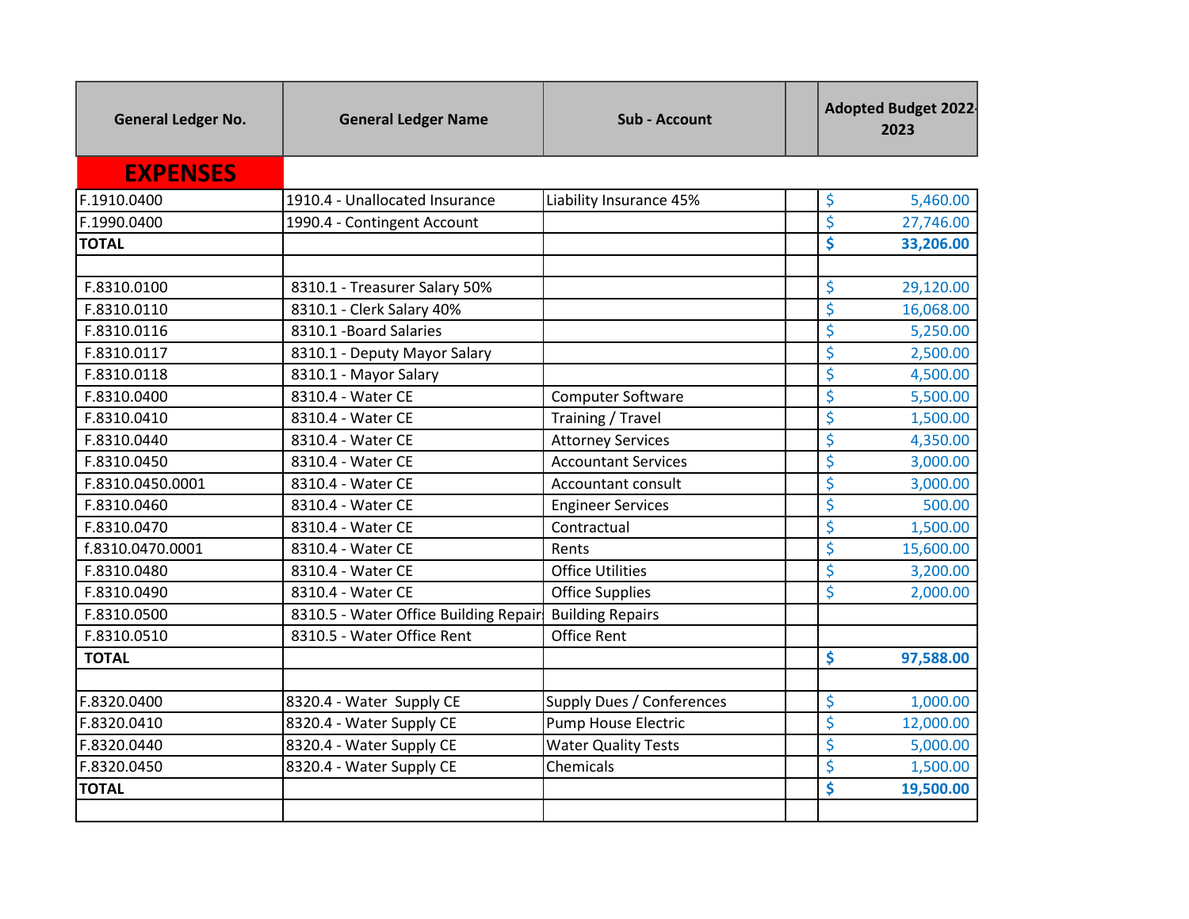| General Ledger No. | General Ledger Name | Sub - Account | | Adopted Budget 2022-2023 |
|---|---|---|---|---|
| **EXPENSES** | | | | |
| F.1910.0400 | 1910.4 - Unallocated Insurance | Liability Insurance 45% | | $ 5,460.00 |
| F.1990.0400 | 1990.4 - Contingent Account | | | $ 27,746.00 |
| **TOTAL** | | | | **$ 33,206.00** |
| | | | | |
| F.8310.0100 | 8310.1 - Treasurer Salary 50% | | | $ 29,120.00 |
| F.8310.0110 | 8310.1 - Clerk Salary 40% | | | $ 16,068.00 |
| F.8310.0116 | 8310.1 -Board Salaries | | | $ 5,250.00 |
| F.8310.0117 | 8310.1 - Deputy Mayor Salary | | | $ 2,500.00 |
| F.8310.0118 | 8310.1 - Mayor Salary | | | $ 4,500.00 |
| F.8310.0400 | 8310.4 - Water CE | Computer Software | | $ 5,500.00 |
| F.8310.0410 | 8310.4 - Water CE | Training / Travel | | $ 1,500.00 |
| F.8310.0440 | 8310.4 - Water CE | Attorney Services | | $ 4,350.00 |
| F.8310.0450 | 8310.4 - Water CE | Accountant Services | | $ 3,000.00 |
| F.8310.0450.0001 | 8310.4 - Water CE | Accountant consult | | $ 3,000.00 |
| F.8310.0460 | 8310.4 - Water CE | Engineer Services | | $ 500.00 |
| F.8310.0470 | 8310.4 - Water CE | Contractual | | $ 1,500.00 |
| f.8310.0470.0001 | 8310.4 - Water CE | Rents | | $ 15,600.00 |
| F.8310.0480 | 8310.4 - Water CE | Office Utilities | | $ 3,200.00 |
| F.8310.0490 | 8310.4 - Water CE | Office Supplies | | $ 2,000.00 |
| F.8310.0500 | 8310.5 - Water Office Building Repair | Building Repairs | | |
| F.8310.0510 | 8310.5 - Water Office Rent | Office Rent | | |
| **TOTAL** | | | | **$ 97,588.00** |
| | | | | |
| F.8320.0400 | 8320.4 - Water Supply CE | Supply Dues / Conferences | | $ 1,000.00 |
| F.8320.0410 | 8320.4 - Water Supply CE | Pump House Electric | | $ 12,000.00 |
| F.8320.0440 | 8320.4 - Water Supply CE | Water Quality Tests | | $ 5,000.00 |
| F.8320.0450 | 8320.4 - Water Supply CE | Chemicals | | $ 1,500.00 |
| **TOTAL** | | | | **$ 19,500.00** |
| | | | | |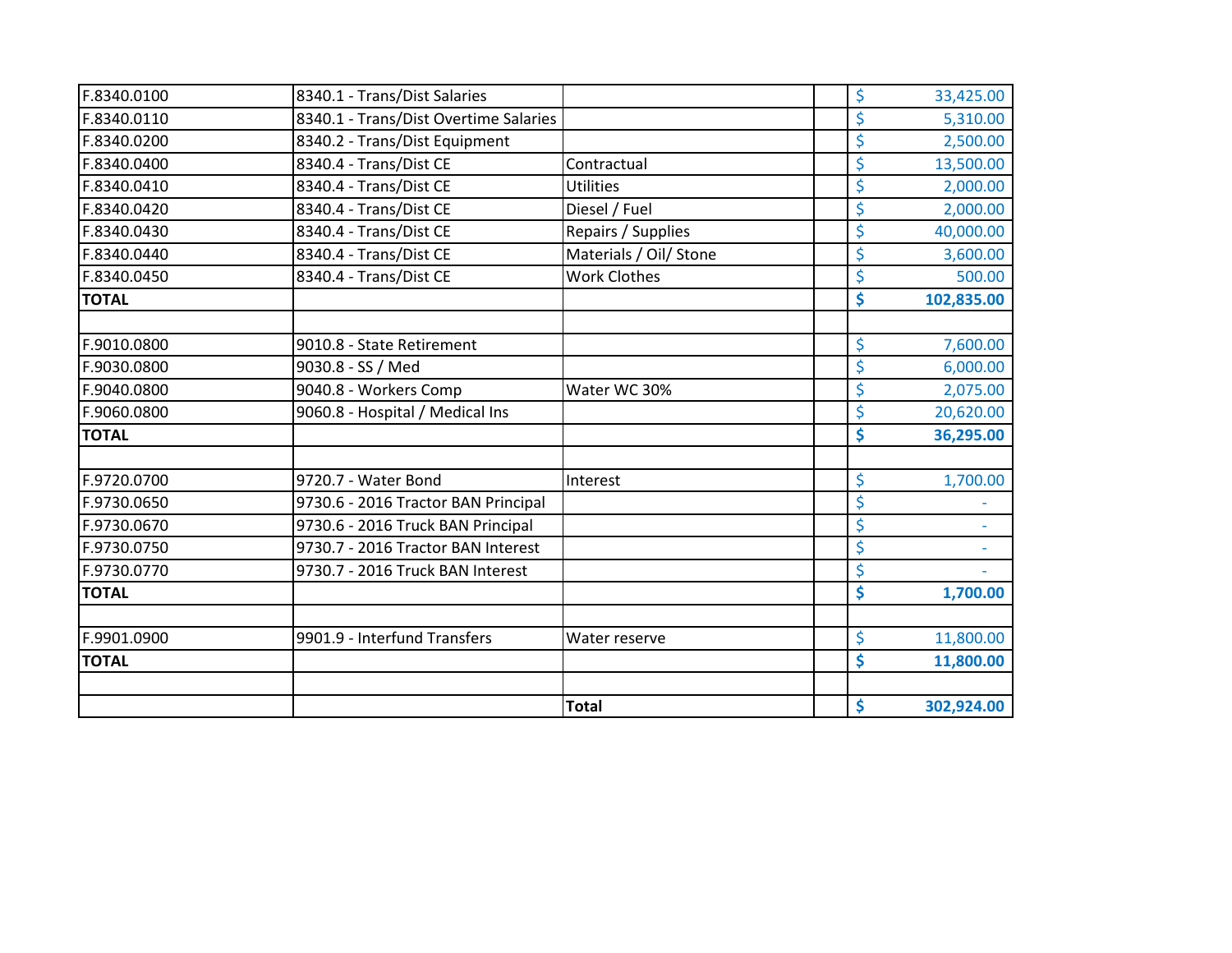| | | | | | |
|---|---|---|---|---|---|
| F.8340.0100 | 8340.1 - Trans/Dist Salaries | | | $ | 33,425.00 |
| F.8340.0110 | 8340.1 - Trans/Dist Overtime Salaries | | | $ | 5,310.00 |
| F.8340.0200 | 8340.2 - Trans/Dist Equipment | | | $ | 2,500.00 |
| F.8340.0400 | 8340.4 - Trans/Dist CE | Contractual | | $ | 13,500.00 |
| F.8340.0410 | 8340.4 - Trans/Dist CE | Utilities | | $ | 2,000.00 |
| F.8340.0420 | 8340.4 - Trans/Dist CE | Diesel / Fuel | | $ | 2,000.00 |
| F.8340.0430 | 8340.4 - Trans/Dist CE | Repairs / Supplies | | $ | 40,000.00 |
| F.8340.0440 | 8340.4 - Trans/Dist CE | Materials / Oil/ Stone | | $ | 3,600.00 |
| F.8340.0450 | 8340.4 - Trans/Dist CE | Work Clothes | | $ | 500.00 |
| **TOTAL** | | | | **$** | **102,835.00** |
| | | | | | |
| F.9010.0800 | 9010.8 - State Retirement | | | $ | 7,600.00 |
| F.9030.0800 | 9030.8 - SS / Med | | | $ | 6,000.00 |
| F.9040.0800 | 9040.8 - Workers Comp | Water WC 30% | | $ | 2,075.00 |
| F.9060.0800 | 9060.8 - Hospital / Medical Ins | | | $ | 20,620.00 |
| **TOTAL** | | | | **$** | **36,295.00** |
| | | | | | |
| F.9720.0700 | 9720.7 - Water Bond | Interest | | $ | 1,700.00 |
| F.9730.0650 | 9730.6 - 2016 Tractor BAN Principal | | | $ | - |
| F.9730.0670 | 9730.6 - 2016 Truck BAN Principal | | | $ | - |
| F.9730.0750 | 9730.7 - 2016 Tractor BAN Interest | | | $ | - |
| F.9730.0770 | 9730.7 - 2016 Truck BAN Interest | | | $ | - |
| **TOTAL** | | | | **$** | **1,700.00** |
| | | | | | |
| F.9901.0900 | 9901.9 - Interfund Transfers | Water reserve | | $ | 11,800.00 |
| **TOTAL** | | | | **$** | **11,800.00** |
| | | | | | |
| | | **Total** | | **$** | **302,924.00** |